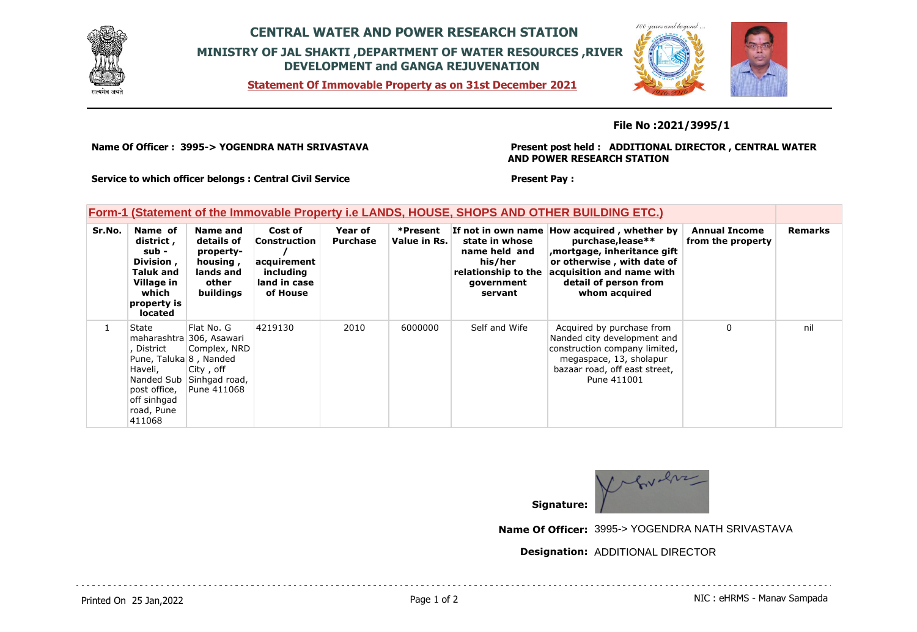# CENTRAL WATER AND POWER RESEARCH STATION

## MINISTRY OF JAL SHAKTI ,DEPARTMENT OF WATER RESOURCES ,RIVER DEVELOPMENT and GANGA REJUVENATION

**Statement Of Immovable Property as on 31st December 2021**

**File No :2021/3995/1**

**Name Of Officer : 3995-> YOGENDRA NATH SRIVASTAVA**

**Present post held : ADDITIONAL DIRECTOR , CENTRAL WATER AND POWER RESEARCH STATION**

**Service to which officer belongs : Central Civil Service**

**Present Pay :**

### Form-1 (Statement of the Immovable Property i.e LANDS, HOUSE, SHOPS AND OTHER BUILDING ETC.)

| Sr.No. | Name of district , sub - Division , Taluk and Village in which property is located | Name and details of property-housing , lands and other buildings | Cost of Construction / acquirement including land in case of House | Year of Purchase | *Present Value in Rs. | If not in own name state in whose name held and his/her relationship to the government servant | How acquired , whether by purchase,lease** ,mortgage, inheritance gift or otherwise , with date of acquisition and name with detail of person from whom acquired | Annual Income from the property | Remarks |
|---|---|---|---|---|---|---|---|---|---|
| 1 | State maharashtra , District Pune, Taluka Haveli, Nanded Sub post office, off sinhgad road, Pune 411068 | Flat No. G 306, Asawari Complex, NRD 8 , Nanded City , off Sinhgad road, Pune 411068 | 4219130 | 2010 | 6000000 | Self and Wife | Acquired by purchase from Nanded city development and construction company limited, megaspace, 13, sholapur bazaar road, off east street, Pune 411001 | 0 | nil |

**Signature:**

**Name Of Officer:** 3995-> YOGENDRA NATH SRIVASTAVA

**Designation:** ADDITIONAL DIRECTOR

Printed On 25 Jan,2022

NIC : eHRMS - Manav Sampada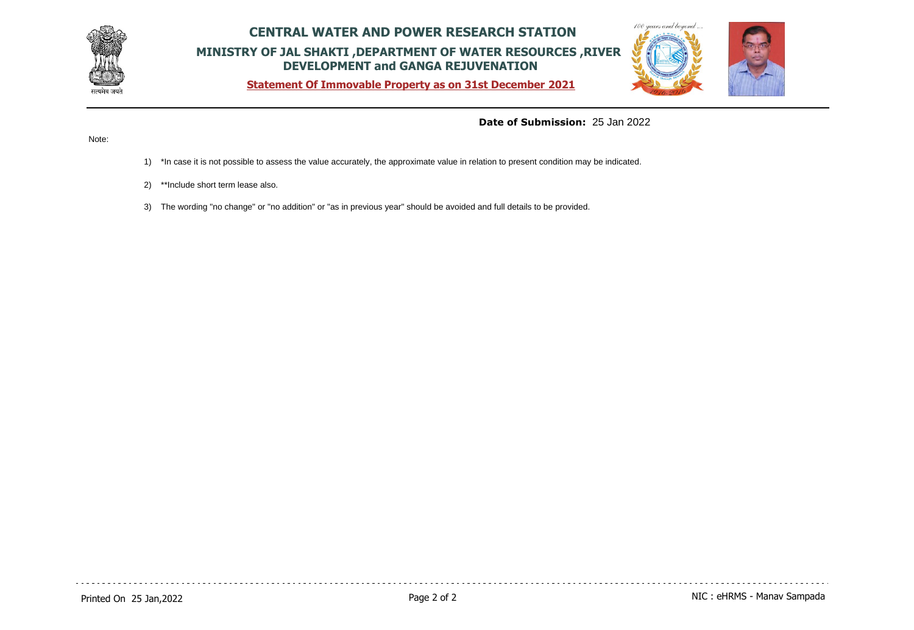# CENTRAL WATER AND POWER RESEARCH STATION

## MINISTRY OF JAL SHAKTI ,DEPARTMENT OF WATER RESOURCES ,RIVER DEVELOPMENT and GANGA REJUVENATION

**Statement Of Immovable Property as on 31st December 2021**

**Date of Submission:** 25 Jan 2022

Note:

1) *In case it is not possible to assess the value accurately, the approximate value in relation to present condition may be indicated.
2) **Include short term lease also.
3) The wording "no change" or "no addition" or "as in previous year" should be avoided and full details to be provided.

Printed On 25 Jan,2022

NIC : eHRMS - Manav Sampada